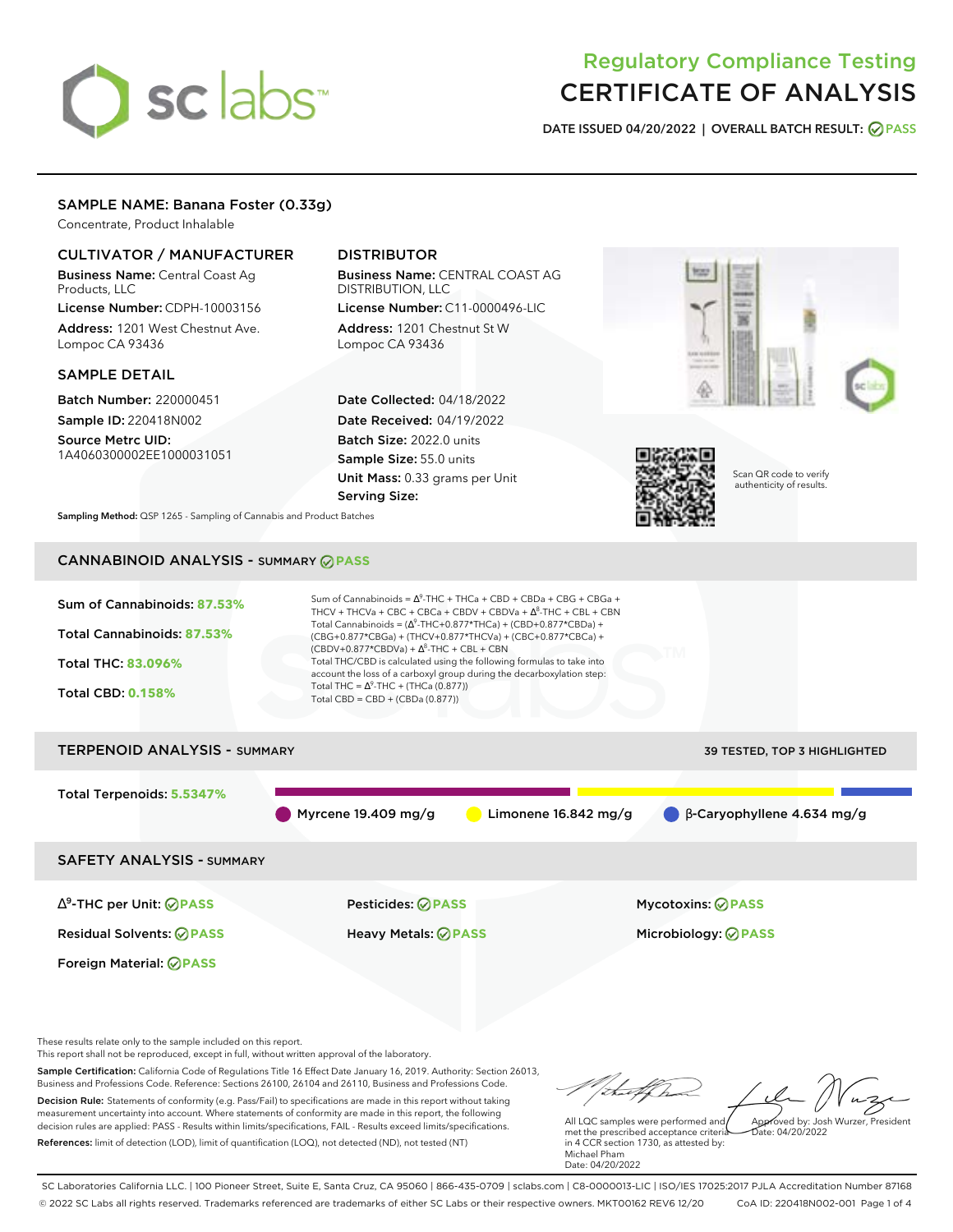# Regulatory Compliance Testing
# CERTIFICATE OF ANALYSIS

**DATE ISSUED** 04/20/2022 | **OVERALL BATCH RESULT:** PASS

## SAMPLE NAME: Banana Foster (0.33g)

Concentrate, Product Inhalable

### CULTIVATOR / MANUFACTURER

**Business Name:** Central Coast Ag Products, LLC
**License Number:** CDPH-10003156
**Address:** 1201 West Chestnut Ave. Lompoc CA 93436

### DISTRIBUTOR

**Business Name:** CENTRAL COAST AG DISTRIBUTION, LLC
**License Number:** C11-0000496-LIC
**Address:** 1201 Chestnut St W Lompoc CA 93436

### SAMPLE DETAIL

**Batch Number:** 220000451
**Sample ID:** 220418N002
**Source Metrc UID:** 1A4060300002EE1000031051

**Date Collected:** 04/18/2022
**Date Received:** 04/19/2022
**Batch Size:** 2022.0 units
**Sample Size:** 55.0 units
**Unit Mass:** 0.33 grams per Unit
**Serving Size:**

Scan QR code to verify authenticity of results.

**Sampling Method:** QSP 1265 - Sampling of Cannabis and Product Batches

## CANNABINOID ANALYSIS - SUMMARY PASS

**Sum of Cannabinoids:** 87.53%
**Total Cannabinoids:** 87.53%
**Total THC:** 83.096%
**Total CBD:** 0.158%

Sum of Cannabinoids = $\Delta^9$-THC + THCa + CBD + CBDa + CBG + CBGa + THCV + THCVa + CBC + CBCa + CBDV + CBDVa + $\Delta^8$-THC + CBL + CBN
Total Cannabinoids = ($\Delta^9$-THC+0.877*THCa) + (CBD+0.877*CBDa) + (CBG+0.877*CBGa) + (THCV+0.877*THCVa) + (CBC+0.877*CBCa) + (CBDV+0.877*CBDVa) + $\Delta^8$-THC + CBL + CBN
Total THC/CBD is calculated using the following formulas to take into account the loss of a carboxyl group during the decarboxylation step:
Total THC = $\Delta^9$-THC + (THCa (0.877))
Total CBD = CBD + (CBDa (0.877))

## TERPENOID ANALYSIS - SUMMARY

39 TESTED, TOP 3 HIGHLIGHTED

**Total Terpenoids:** 5.5347%

Myrcene 19.409 mg/g | Limonene 16.842 mg/g | β-Caryophyllene 4.634 mg/g

## SAFETY ANALYSIS - SUMMARY

| | | |
|---|---|---|
| $\Delta^9$-THC per Unit: PASS | Pesticides: PASS | Mycotoxins: PASS |
| Residual Solvents: PASS | Heavy Metals: PASS | Microbiology: PASS |
| Foreign Material: PASS | | |

These results relate only to the sample included on this report.
This report shall not be reproduced, except in full, without written approval of the laboratory.

**Sample Certification:** California Code of Regulations Title 16 Effect Date January 16, 2019. Authority: Section 26013, Business and Professions Code. Reference: Sections 26100, 26104 and 26110, Business and Professions Code.

**Decision Rule:** Statements of conformity (e.g. Pass/Fail) to specifications are made in this report without taking measurement uncertainty into account. Where statements of conformity are made in this report, the following decision rules are applied: PASS - Results within limits/specifications, FAIL - Results exceed limits/specifications.

**References:** limit of detection (LOD), limit of quantification (LOQ), not detected (ND), not tested (NT)

All LQC samples were performed and met the prescribed acceptance criteria in 4 CCR section 1730, as attested by: Michael Pham
Date: 04/20/2022

Approved by: Josh Wurzer, President
Date: 04/20/2022

SC Laboratories California LLC. | 100 Pioneer Street, Suite E, Santa Cruz, CA 95060 | 866-435-0709 | sclabs.com | C8-0000013-LIC | ISO/IES 17025:2017 PJLA Accreditation Number 87168
© 2022 SC Labs all rights reserved. Trademarks referenced are trademarks of either SC Labs or their respective owners. MKT00162 REV6 12/20 CoA ID: 220418N002-001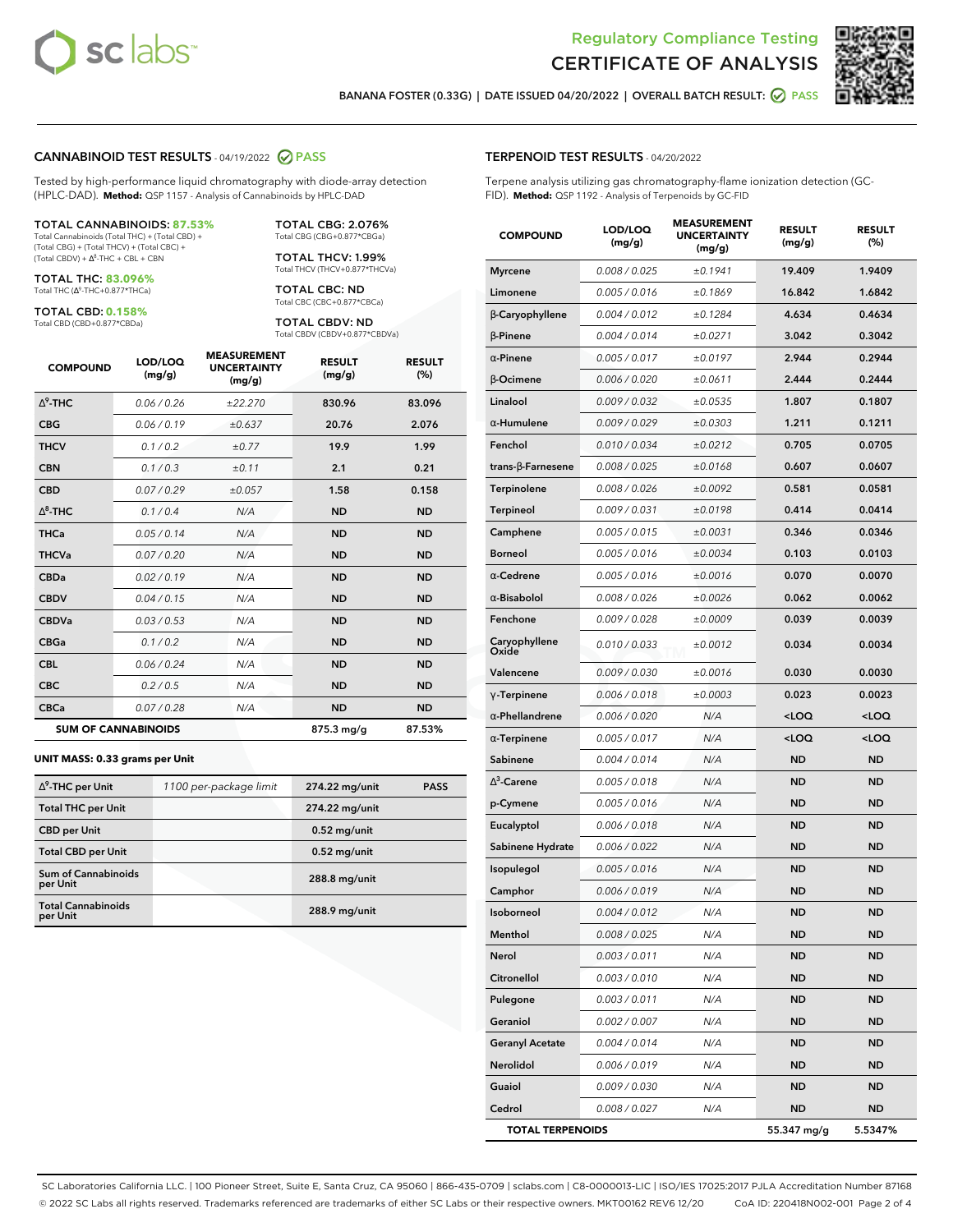Regulatory Compliance Testing
# CERTIFICATE OF ANALYSIS

BANANA FOSTER (0.33G) | DATE ISSUED 04/20/2022 | OVERALL BATCH RESULT: PASS

## CANNABINOID TEST RESULTS - 04/19/2022 PASS

Tested by high-performance liquid chromatography with diode-array detection (HPLC-DAD). **Method:** QSP 1157 - Analysis of Cannabinoids by HPLC-DAD

**TOTAL CANNABINOIDS: 87.53%**
Total Cannabinoids (Total THC) + (Total CBD) + (Total CBG) + (Total THCV) + (Total CBC) + (Total CBDV) + $\Delta^8$-THC + CBL + CBN

**TOTAL THC: 83.096%**
Total THC ($\Delta^9$-THC+0.877*THCa)

**TOTAL CBD: 0.158%**
Total CBD (CBD+0.877*CBDa)

**TOTAL CBG: 2.076%**
Total CBG (CBG+0.877*CBGa)

**TOTAL THCV: 1.99%**
Total THCV (THCV+0.877*THCVa)

**TOTAL CBC: ND**
Total CBC (CBC+0.877*CBCa)

**TOTAL CBDV: ND**
Total CBDV (CBDV+0.877*CBDVa)

| COMPOUND | LOD/LOQ (mg/g) | MEASUREMENT UNCERTAINTY (mg/g) | RESULT (mg/g) | RESULT (%) |
|---|---|---|---|---|
| $\Delta^9$-THC | 0.06 / 0.26 | ±22.270 | 830.96 | 83.096 |
| CBG | 0.06 / 0.19 | ±0.637 | 20.76 | 2.076 |
| THCV | 0.1 / 0.2 | ±0.77 | 19.9 | 1.99 |
| CBN | 0.1 / 0.3 | ±0.11 | 2.1 | 0.21 |
| CBD | 0.07 / 0.29 | ±0.057 | 1.58 | 0.158 |
| $\Delta^8$-THC | 0.1 / 0.4 | N/A | ND | ND |
| THCa | 0.05 / 0.14 | N/A | ND | ND |
| THCVa | 0.07 / 0.20 | N/A | ND | ND |
| CBDa | 0.02 / 0.19 | N/A | ND | ND |
| CBDV | 0.04 / 0.15 | N/A | ND | ND |
| CBDVa | 0.03 / 0.53 | N/A | ND | ND |
| CBGa | 0.1 / 0.2 | N/A | ND | ND |
| CBL | 0.06 / 0.24 | N/A | ND | ND |
| CBC | 0.2 / 0.5 | N/A | ND | ND |
| CBCa | 0.07 / 0.28 | N/A | ND | ND |
| **SUM OF CANNABINOIDS** | | | 875.3 mg/g | 87.53% |

**UNIT MASS: 0.33 grams per Unit**

| | | | |
|---|---|---|---|
| $\Delta^9$-THC per Unit | 1100 per-package limit | 274.22 mg/unit | PASS |
| Total THC per Unit | | 274.22 mg/unit | |
| CBD per Unit | | 0.52 mg/unit | |
| Total CBD per Unit | | 0.52 mg/unit | |
| Sum of Cannabinoids per Unit | | 288.8 mg/unit | |
| Total Cannabinoids per Unit | | 288.9 mg/unit | |

## TERPENOID TEST RESULTS - 04/20/2022

Terpene analysis utilizing gas chromatography-flame ionization detection (GC-FID). **Method:** QSP 1192 - Analysis of Terpenoids by GC-FID

| COMPOUND | LOD/LOQ (mg/g) | MEASUREMENT UNCERTAINTY (mg/g) | RESULT (mg/g) | RESULT (%) |
|---|---|---|---|---|
| Myrcene | 0.008 / 0.025 | ±0.1941 | 19.409 | 1.9409 |
| Limonene | 0.005 / 0.016 | ±0.1869 | 16.842 | 1.6842 |
| β-Caryophyllene | 0.004 / 0.012 | ±0.1284 | 4.634 | 0.4634 |
| β-Pinene | 0.004 / 0.014 | ±0.0271 | 3.042 | 0.3042 |
| α-Pinene | 0.005 / 0.017 | ±0.0197 | 2.944 | 0.2944 |
| β-Ocimene | 0.006 / 0.020 | ±0.0611 | 2.444 | 0.2444 |
| Linalool | 0.009 / 0.032 | ±0.0535 | 1.807 | 0.1807 |
| α-Humulene | 0.009 / 0.029 | ±0.0303 | 1.211 | 0.1211 |
| Fenchol | 0.010 / 0.034 | ±0.0212 | 0.705 | 0.0705 |
| trans-β-Farnesene | 0.008 / 0.025 | ±0.0168 | 0.607 | 0.0607 |
| Terpinolene | 0.008 / 0.026 | ±0.0092 | 0.581 | 0.0581 |
| Terpineol | 0.009 / 0.031 | ±0.0198 | 0.414 | 0.0414 |
| Camphene | 0.005 / 0.015 | ±0.0031 | 0.346 | 0.0346 |
| Borneol | 0.005 / 0.016 | ±0.0034 | 0.103 | 0.0103 |
| α-Cedrene | 0.005 / 0.016 | ±0.0016 | 0.070 | 0.0070 |
| α-Bisabolol | 0.008 / 0.026 | ±0.0026 | 0.062 | 0.0062 |
| Fenchone | 0.009 / 0.028 | ±0.0009 | 0.039 | 0.0039 |
| Caryophyllene Oxide | 0.010 / 0.033 | ±0.0012 | 0.034 | 0.0034 |
| Valencene | 0.009 / 0.030 | ±0.0016 | 0.030 | 0.0030 |
| γ-Terpinene | 0.006 / 0.018 | ±0.0003 | 0.023 | 0.0023 |
| α-Phellandrene | 0.006 / 0.020 | N/A | <LOQ | <LOQ |
| α-Terpinene | 0.005 / 0.017 | N/A | <LOQ | <LOQ |
| Sabinene | 0.004 / 0.014 | N/A | ND | ND |
| $\Delta^3$-Carene | 0.005 / 0.018 | N/A | ND | ND |
| p-Cymene | 0.005 / 0.016 | N/A | ND | ND |
| Eucalyptol | 0.006 / 0.018 | N/A | ND | ND |
| Sabinene Hydrate | 0.006 / 0.022 | N/A | ND | ND |
| Isopulegol | 0.005 / 0.016 | N/A | ND | ND |
| Camphor | 0.006 / 0.019 | N/A | ND | ND |
| Isoborneol | 0.004 / 0.012 | N/A | ND | ND |
| Menthol | 0.008 / 0.025 | N/A | ND | ND |
| Nerol | 0.003 / 0.011 | N/A | ND | ND |
| Citronellol | 0.003 / 0.010 | N/A | ND | ND |
| Pulegone | 0.003 / 0.011 | N/A | ND | ND |
| Geraniol | 0.002 / 0.007 | N/A | ND | ND |
| Geranyl Acetate | 0.004 / 0.014 | N/A | ND | ND |
| Nerolidol | 0.006 / 0.019 | N/A | ND | ND |
| Guaiol | 0.009 / 0.030 | N/A | ND | ND |
| Cedrol | 0.008 / 0.027 | N/A | ND | ND |
| **TOTAL TERPENOIDS** | | | 55.347 mg/g | 5.5347% |

SC Laboratories California LLC. | 100 Pioneer Street, Suite E, Santa Cruz, CA 95060 | 866-435-0709 | sclabs.com | C8-0000013-LIC | ISO/IES 17025:2017 PJLA Accreditation Number 87168
© 2022 SC Labs all rights reserved. Trademarks referenced are trademarks of either SC Labs or their respective owners. MKT00162 REV6 12/20 CoA ID: 220418N002-001